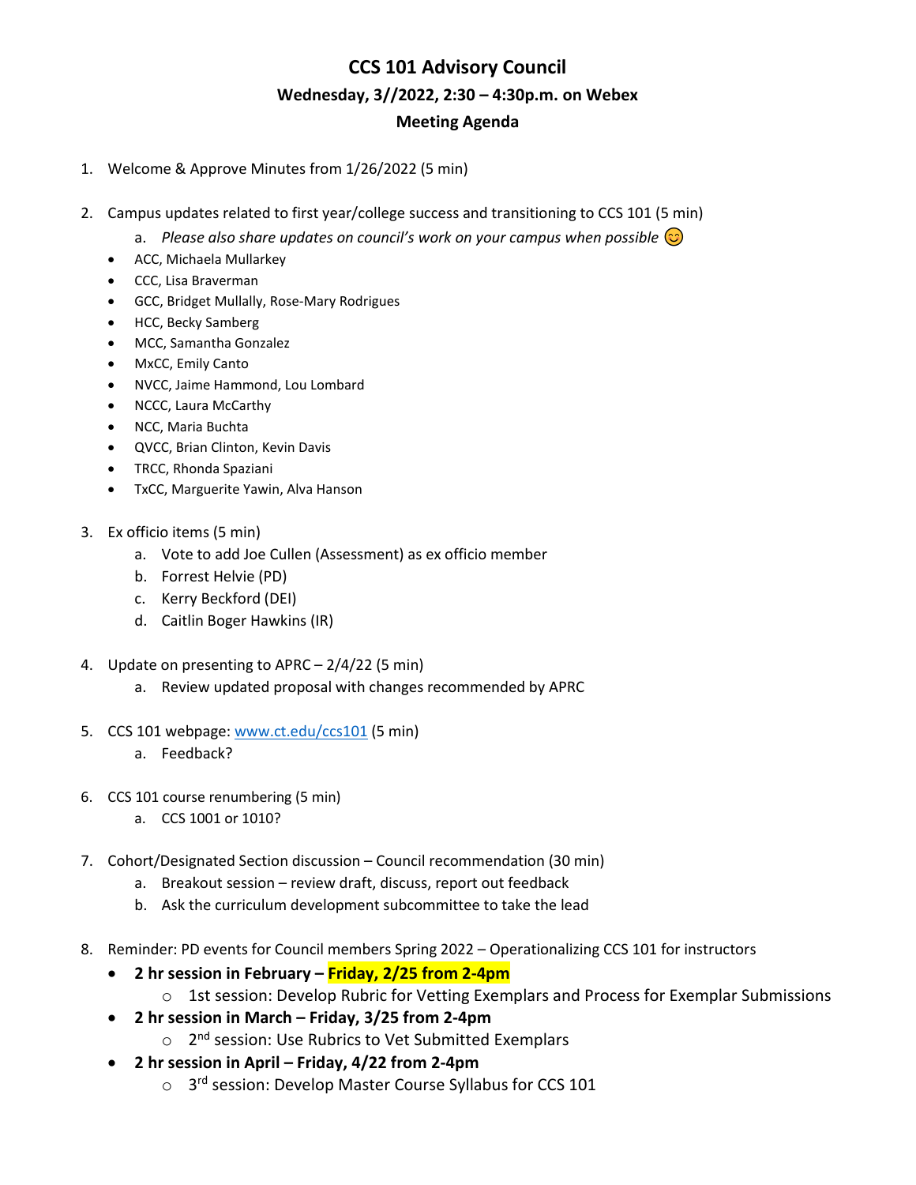# CCS 101 Advisory Council

## Wednesday, 3//2022, 2:30 – 4:30p.m. on Webex

## Meeting Agenda

1. Welcome & Approve Minutes from 1/26/2022 (5 min)

2. Campus updates related to first year/college success and transitioning to CCS 101 (5 min)
   a. *Please also share updates on council's work on your campus when possible* 😊
   - ACC, Michaela Mullarkey
   - CCC, Lisa Braverman
   - GCC, Bridget Mullally, Rose-Mary Rodrigues
   - HCC, Becky Samberg
   - MCC, Samantha Gonzalez
   - MxCC, Emily Canto
   - NVCC, Jaime Hammond, Lou Lombard
   - NCCC, Laura McCarthy
   - NCC, Maria Buchta
   - QVCC, Brian Clinton, Kevin Davis
   - TRCC, Rhonda Spaziani
   - TxCC, Marguerite Yawin, Alva Hanson

3. Ex officio items (5 min)
   a. Vote to add Joe Cullen (Assessment) as ex officio member
   b. Forrest Helvie (PD)
   c. Kerry Beckford (DEI)
   d. Caitlin Boger Hawkins (IR)

4. Update on presenting to APRC – 2/4/22 (5 min)
   a. Review updated proposal with changes recommended by APRC

5. CCS 101 webpage: [www.ct.edu/ccs101](www.ct.edu/ccs101) (5 min)
   a. Feedback?

6. CCS 101 course renumbering (5 min)
   a. CCS 1001 or 1010?

7. Cohort/Designated Section discussion – Council recommendation (30 min)
   a. Breakout session – review draft, discuss, report out feedback
   b. Ask the curriculum development subcommittee to take the lead

8. Reminder: PD events for Council members Spring 2022 – Operationalizing CCS 101 for instructors
   - **2 hr session in February – Friday, 2/25 from 2-4pm**
     - 1st session: Develop Rubric for Vetting Exemplars and Process for Exemplar Submissions
   - **2 hr session in March – Friday, 3/25 from 2-4pm**
     - 2nd session: Use Rubrics to Vet Submitted Exemplars
   - **2 hr session in April – Friday, 4/22 from 2-4pm**
     - 3rd session: Develop Master Course Syllabus for CCS 101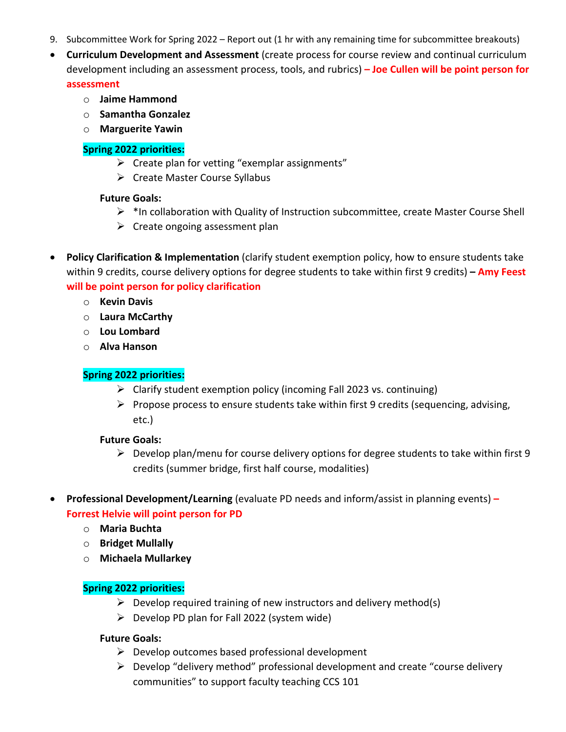9. Subcommittee Work for Spring 2022 – Report out (1 hr with any remaining time for subcommittee breakouts)

- **Curriculum Development and Assessment** (create process for course review and continual curriculum development including an assessment process, tools, and rubrics) **– Joe Cullen will be point person for assessment**
  - **Jaime Hammond**
  - **Samantha Gonzalez**
  - **Marguerite Yawin**

  **Spring 2022 priorities:**
  - Create plan for vetting "exemplar assignments"
  - Create Master Course Syllabus

  **Future Goals:**
  - *In collaboration with Quality of Instruction subcommittee, create Master Course Shell
  - Create ongoing assessment plan

- **Policy Clarification & Implementation** (clarify student exemption policy, how to ensure students take within 9 credits, course delivery options for degree students to take within first 9 credits) **– Amy Feest will be point person for policy clarification**
  - **Kevin Davis**
  - **Laura McCarthy**
  - **Lou Lombard**
  - **Alva Hanson**

  **Spring 2022 priorities:**
  - Clarify student exemption policy (incoming Fall 2023 vs. continuing)
  - Propose process to ensure students take within first 9 credits (sequencing, advising, etc.)

  **Future Goals:**
  - Develop plan/menu for course delivery options for degree students to take within first 9 credits (summer bridge, first half course, modalities)

- **Professional Development/Learning** (evaluate PD needs and inform/assist in planning events) **– Forrest Helvie will point person for PD**
  - **Maria Buchta**
  - **Bridget Mullally**
  - **Michaela Mullarkey**

  **Spring 2022 priorities:**
  - Develop required training of new instructors and delivery method(s)
  - Develop PD plan for Fall 2022 (system wide)

  **Future Goals:**
  - Develop outcomes based professional development
  - Develop "delivery method" professional development and create "course delivery communities" to support faculty teaching CCS 101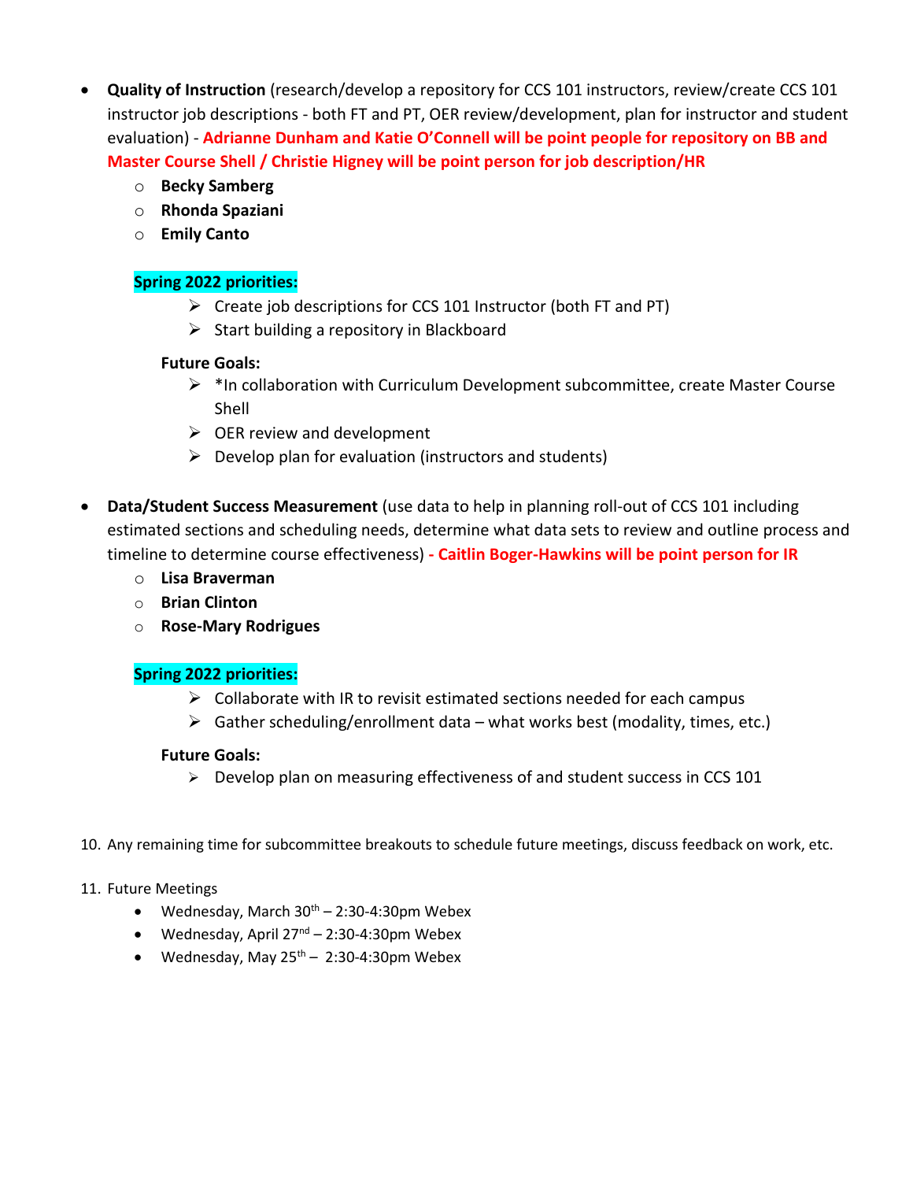- **Quality of Instruction** (research/develop a repository for CCS 101 instructors, review/create CCS 101 instructor job descriptions - both FT and PT, OER review/development, plan for instructor and student evaluation) - **Adrianne Dunham and Katie O'Connell will be point people for repository on BB and Master Course Shell / Christie Higney will be point person for job description/HR**
  - **Becky Samberg**
  - **Rhonda Spaziani**
  - **Emily Canto**

  **Spring 2022 priorities:**
    - Create job descriptions for CCS 101 Instructor (both FT and PT)
    - Start building a repository in Blackboard

  **Future Goals:**
    - *In collaboration with Curriculum Development subcommittee, create Master Course Shell
    - OER review and development
    - Develop plan for evaluation (instructors and students)

- **Data/Student Success Measurement** (use data to help in planning roll-out of CCS 101 including estimated sections and scheduling needs, determine what data sets to review and outline process and timeline to determine course effectiveness) **- Caitlin Boger-Hawkins will be point person for IR**
  - **Lisa Braverman**
  - **Brian Clinton**
  - **Rose-Mary Rodrigues**

  **Spring 2022 priorities:**
    - Collaborate with IR to revisit estimated sections needed for each campus
    - Gather scheduling/enrollment data – what works best (modality, times, etc.)

  **Future Goals:**
    - Develop plan on measuring effectiveness of and student success in CCS 101

10. Any remaining time for subcommittee breakouts to schedule future meetings, discuss feedback on work, etc.

11. Future Meetings
    - Wednesday, March 30th – 2:30-4:30pm Webex
    - Wednesday, April 27th – 2:30-4:30pm Webex
    - Wednesday, May 25th – 2:30-4:30pm Webex